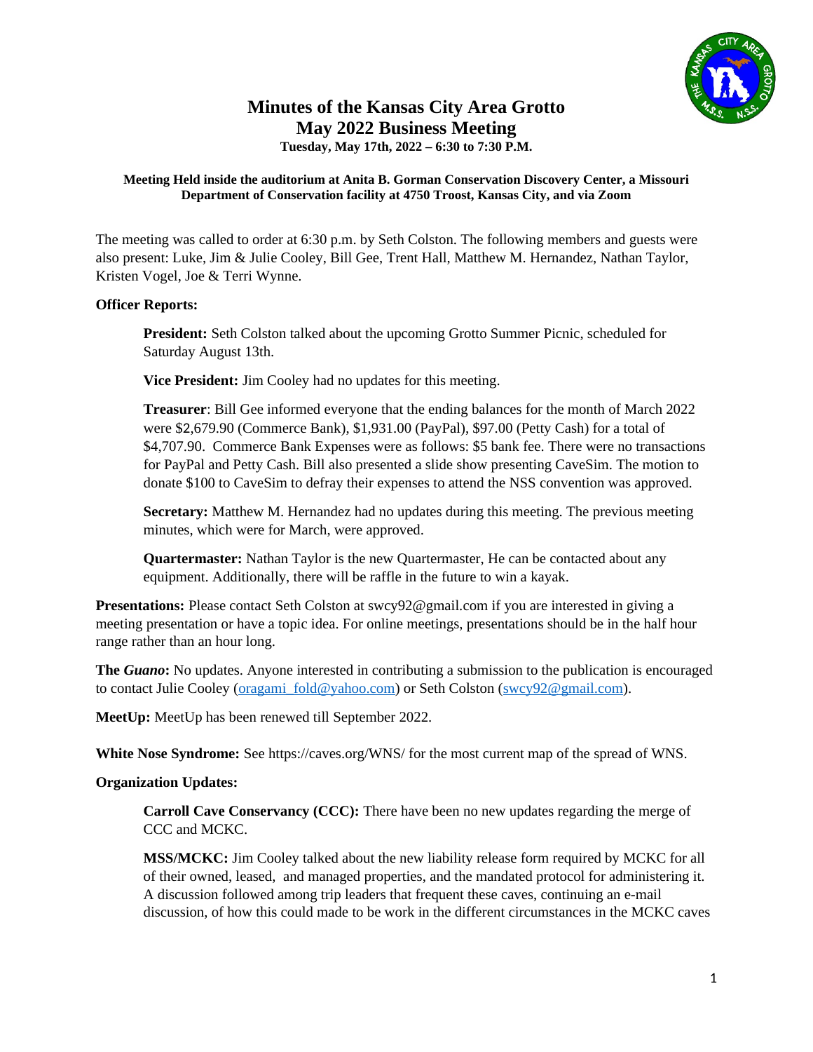# Minutes of the Kansas City Area Grotto
## May 2022 Business Meeting

**Tuesday, May 17th, 2022 – 6:30 to 7:30 P.M.**

**Meeting Held inside the auditorium at Anita B. Gorman Conservation Discovery Center, a Missouri Department of Conservation facility at 4750 Troost, Kansas City, and via Zoom**

The meeting was called to order at 6:30 p.m. by Seth Colston. The following members and guests were also present: Luke, Jim & Julie Cooley, Bill Gee, Trent Hall, Matthew M. Hernandez, Nathan Taylor, Kristen Vogel, Joe & Terri Wynne.

**Officer Reports:**

**President:** Seth Colston talked about the upcoming Grotto Summer Picnic, scheduled for Saturday August 13th.

**Vice President:** Jim Cooley had no updates for this meeting.

**Treasurer**: Bill Gee informed everyone that the ending balances for the month of March 2022 were $2,679.90 (Commerce Bank), $1,931.00 (PayPal), $97.00 (Petty Cash) for a total of $4,707.90. Commerce Bank Expenses were as follows: $5 bank fee. There were no transactions for PayPal and Petty Cash. Bill also presented a slide show presenting CaveSim. The motion to donate $100 to CaveSim to defray their expenses to attend the NSS convention was approved.

**Secretary:** Matthew M. Hernandez had no updates during this meeting. The previous meeting minutes, which were for March, were approved.

**Quartermaster:** Nathan Taylor is the new Quartermaster, He can be contacted about any equipment. Additionally, there will be raffle in the future to win a kayak.

**Presentations:** Please contact Seth Colston at swcy92@gmail.com if you are interested in giving a meeting presentation or have a topic idea. For online meetings, presentations should be in the half hour range rather than an hour long.

**The *Guano*:** No updates. Anyone interested in contributing a submission to the publication is encouraged to contact Julie Cooley (oragami_fold@yahoo.com) or Seth Colston (swcy92@gmail.com).

**MeetUp:** MeetUp has been renewed till September 2022.

**White Nose Syndrome:** See https://caves.org/WNS/ for the most current map of the spread of WNS.

**Organization Updates:**

**Carroll Cave Conservancy (CCC):** There have been no new updates regarding the merge of CCC and MCKC.

**MSS/MCKC:** Jim Cooley talked about the new liability release form required by MCKC for all of their owned, leased, and managed properties, and the mandated protocol for administering it. A discussion followed among trip leaders that frequent these caves, continuing an e-mail discussion, of how this could made to be work in the different circumstances in the MCKC caves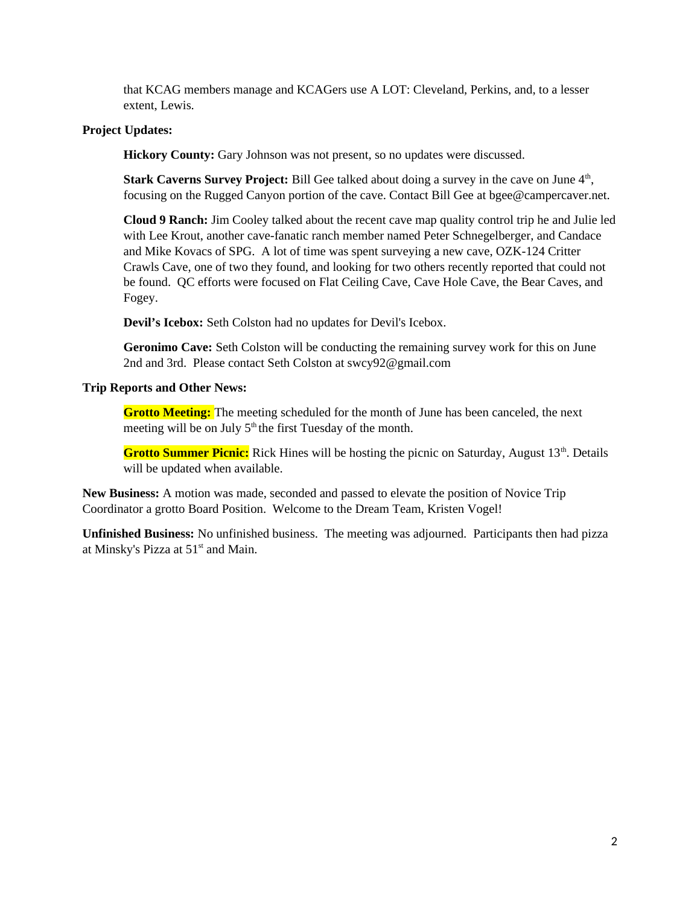that KCAG members manage and KCAGers use A LOT: Cleveland, Perkins, and, to a lesser extent, Lewis.

**Project Updates:**

**Hickory County:** Gary Johnson was not present, so no updates were discussed.

**Stark Caverns Survey Project:** Bill Gee talked about doing a survey in the cave on June 4th, focusing on the Rugged Canyon portion of the cave. Contact Bill Gee at bgee@campercaver.net.

**Cloud 9 Ranch:** Jim Cooley talked about the recent cave map quality control trip he and Julie led with Lee Krout, another cave-fanatic ranch member named Peter Schnegelberger, and Candace and Mike Kovacs of SPG. A lot of time was spent surveying a new cave, OZK-124 Critter Crawls Cave, one of two they found, and looking for two others recently reported that could not be found. QC efforts were focused on Flat Ceiling Cave, Cave Hole Cave, the Bear Caves, and Fogey.

**Devil's Icebox:** Seth Colston had no updates for Devil's Icebox.

**Geronimo Cave:** Seth Colston will be conducting the remaining survey work for this on June 2nd and 3rd. Please contact Seth Colston at swcy92@gmail.com

**Trip Reports and Other News:**

**Grotto Meeting:** The meeting scheduled for the month of June has been canceled, the next meeting will be on July 5th the first Tuesday of the month.

**Grotto Summer Picnic:** Rick Hines will be hosting the picnic on Saturday, August 13th. Details will be updated when available.

**New Business:** A motion was made, seconded and passed to elevate the position of Novice Trip Coordinator a grotto Board Position. Welcome to the Dream Team, Kristen Vogel!

**Unfinished Business:** No unfinished business. The meeting was adjourned. Participants then had pizza at Minsky's Pizza at 51st and Main.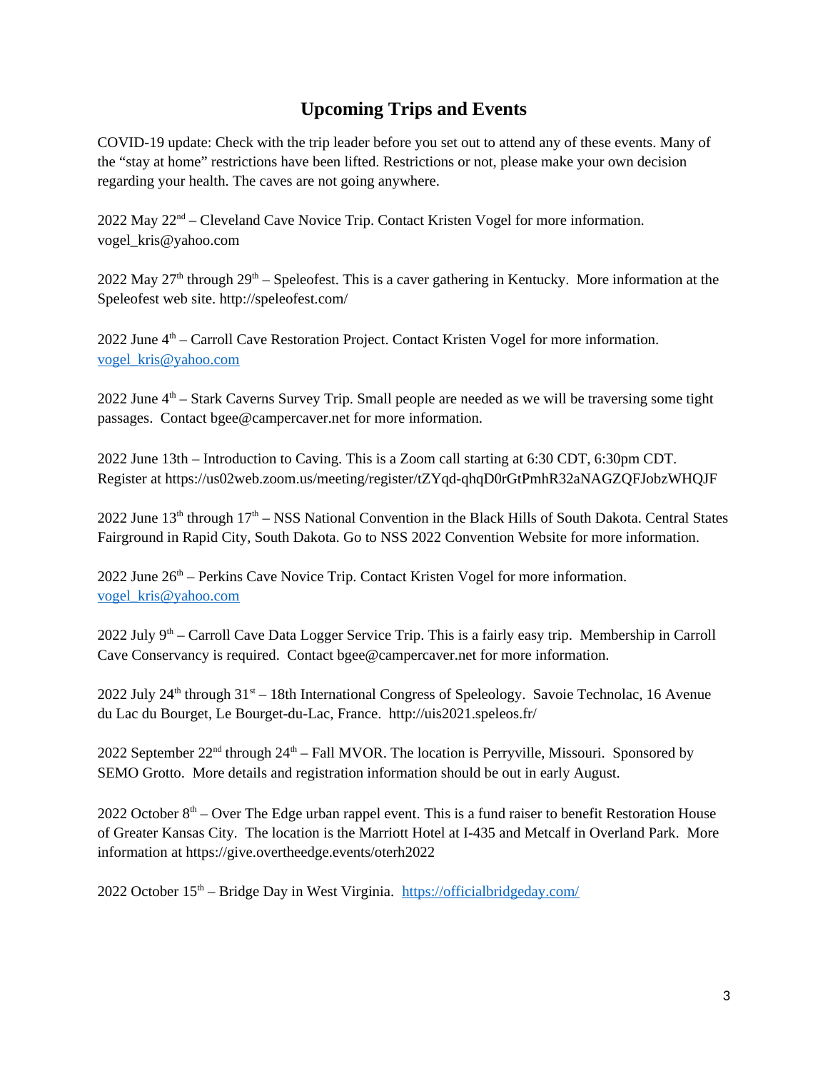## Upcoming Trips and Events

COVID-19 update: Check with the trip leader before you set out to attend any of these events. Many of the "stay at home" restrictions have been lifted. Restrictions or not, please make your own decision regarding your health. The caves are not going anywhere.

2022 May 22nd – Cleveland Cave Novice Trip. Contact Kristen Vogel for more information. vogel_kris@yahoo.com

2022 May 27th through 29th – Speleofest. This is a caver gathering in Kentucky. More information at the Speleofest web site. http://speleofest.com/

2022 June 4th – Carroll Cave Restoration Project. Contact Kristen Vogel for more information. vogel_kris@yahoo.com

2022 June 4th – Stark Caverns Survey Trip. Small people are needed as we will be traversing some tight passages. Contact bgee@campercaver.net for more information.

2022 June 13th – Introduction to Caving. This is a Zoom call starting at 6:30 CDT, 6:30pm CDT. Register at https://us02web.zoom.us/meeting/register/tZYqd-qhqD0rGtPmhR32aNAGZQFJobzWHQJF

2022 June 13th through 17th – NSS National Convention in the Black Hills of South Dakota. Central States Fairground in Rapid City, South Dakota. Go to NSS 2022 Convention Website for more information.

2022 June 26th – Perkins Cave Novice Trip. Contact Kristen Vogel for more information. vogel_kris@yahoo.com

2022 July 9th – Carroll Cave Data Logger Service Trip. This is a fairly easy trip. Membership in Carroll Cave Conservancy is required. Contact bgee@campercaver.net for more information.

2022 July 24th through 31st – 18th International Congress of Speleology. Savoie Technolac, 16 Avenue du Lac du Bourget, Le Bourget-du-Lac, France. http://uis2021.speleos.fr/

2022 September 22nd through 24th – Fall MVOR. The location is Perryville, Missouri. Sponsored by SEMO Grotto. More details and registration information should be out in early August.

2022 October 8th – Over The Edge urban rappel event. This is a fund raiser to benefit Restoration House of Greater Kansas City. The location is the Marriott Hotel at I-435 and Metcalf in Overland Park. More information at https://give.overtheedge.events/oterh2022

2022 October 15th – Bridge Day in West Virginia. https://officialbridgeday.com/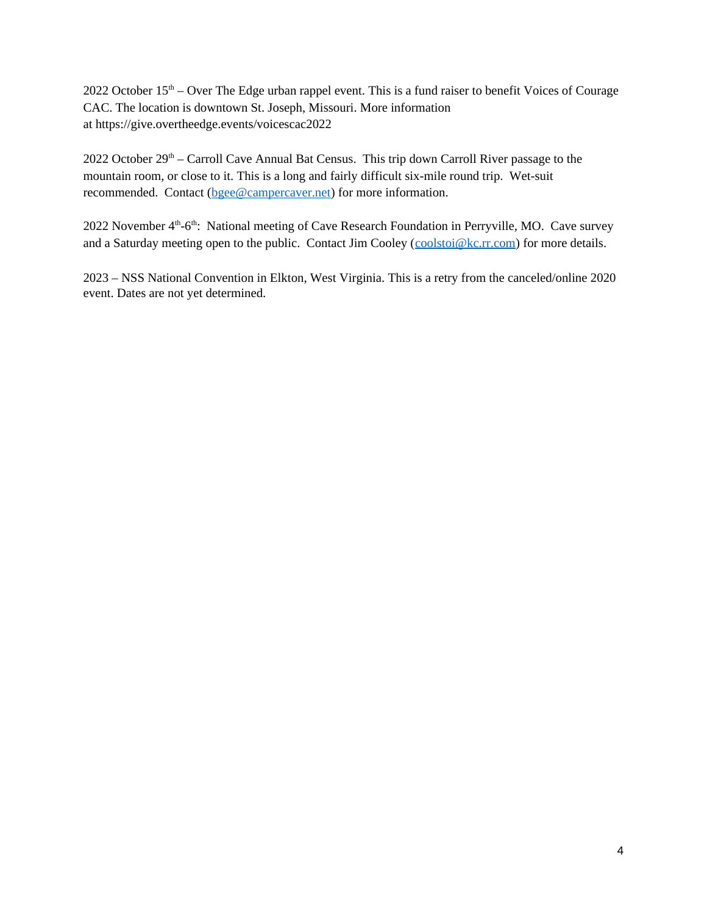2022 October 15th – Over The Edge urban rappel event. This is a fund raiser to benefit Voices of Courage CAC. The location is downtown St. Joseph, Missouri. More information at https://give.overtheedge.events/voicescac2022

2022 October 29th – Carroll Cave Annual Bat Census. This trip down Carroll River passage to the mountain room, or close to it. This is a long and fairly difficult six-mile round trip. Wet-suit recommended. Contact (bgee@campercaver.net) for more information.

2022 November 4th-6th: National meeting of Cave Research Foundation in Perryville, MO. Cave survey and a Saturday meeting open to the public. Contact Jim Cooley (coolstoi@kc.rr.com) for more details.

2023 – NSS National Convention in Elkton, West Virginia. This is a retry from the canceled/online 2020 event. Dates are not yet determined.